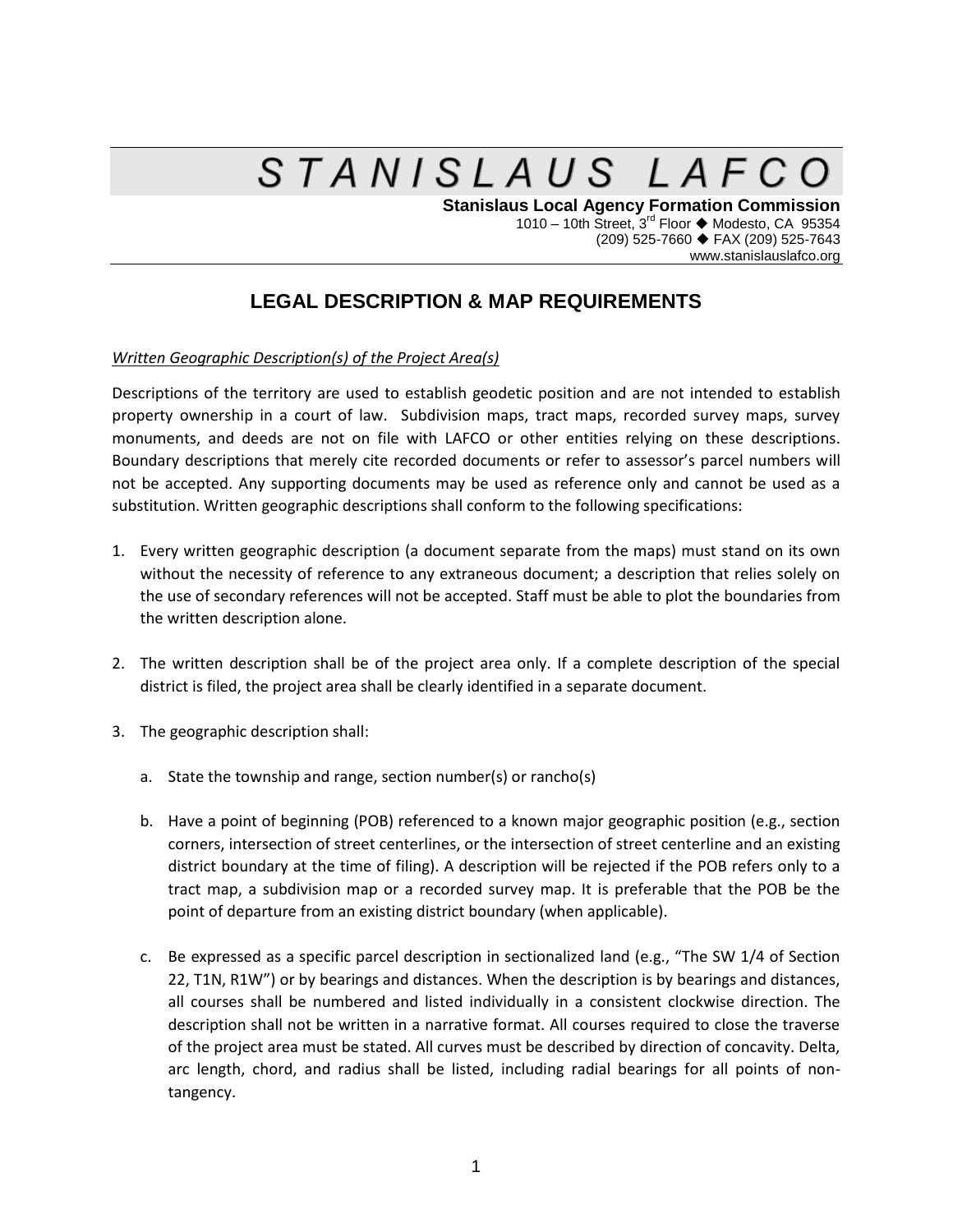# STANISLAUS LAFCO

**Stanislaus Local Agency Formation Commission**
1010 – 10th Street, 3rd Floor ◆ Modesto, CA 95354
(209) 525-7660 ◆ FAX (209) 525-7643
www.stanislauslafco.org

## LEGAL DESCRIPTION & MAP REQUIREMENTS

*Written Geographic Description(s) of the Project Area(s)*

Descriptions of the territory are used to establish geodetic position and are not intended to establish property ownership in a court of law. Subdivision maps, tract maps, recorded survey maps, survey monuments, and deeds are not on file with LAFCO or other entities relying on these descriptions. Boundary descriptions that merely cite recorded documents or refer to assessor's parcel numbers will not be accepted. Any supporting documents may be used as reference only and cannot be used as a substitution. Written geographic descriptions shall conform to the following specifications:

1. Every written geographic description (a document separate from the maps) must stand on its own without the necessity of reference to any extraneous document; a description that relies solely on the use of secondary references will not be accepted. Staff must be able to plot the boundaries from the written description alone.

2. The written description shall be of the project area only. If a complete description of the special district is filed, the project area shall be clearly identified in a separate document.

3. The geographic description shall:

   a. State the township and range, section number(s) or rancho(s)

   b. Have a point of beginning (POB) referenced to a known major geographic position (e.g., section corners, intersection of street centerlines, or the intersection of street centerline and an existing district boundary at the time of filing). A description will be rejected if the POB refers only to a tract map, a subdivision map or a recorded survey map. It is preferable that the POB be the point of departure from an existing district boundary (when applicable).

   c. Be expressed as a specific parcel description in sectionalized land (e.g., "The SW 1/4 of Section 22, T1N, R1W") or by bearings and distances. When the description is by bearings and distances, all courses shall be numbered and listed individually in a consistent clockwise direction. The description shall not be written in a narrative format. All courses required to close the traverse of the project area must be stated. All curves must be described by direction of concavity. Delta, arc length, chord, and radius shall be listed, including radial bearings for all points of non-tangency.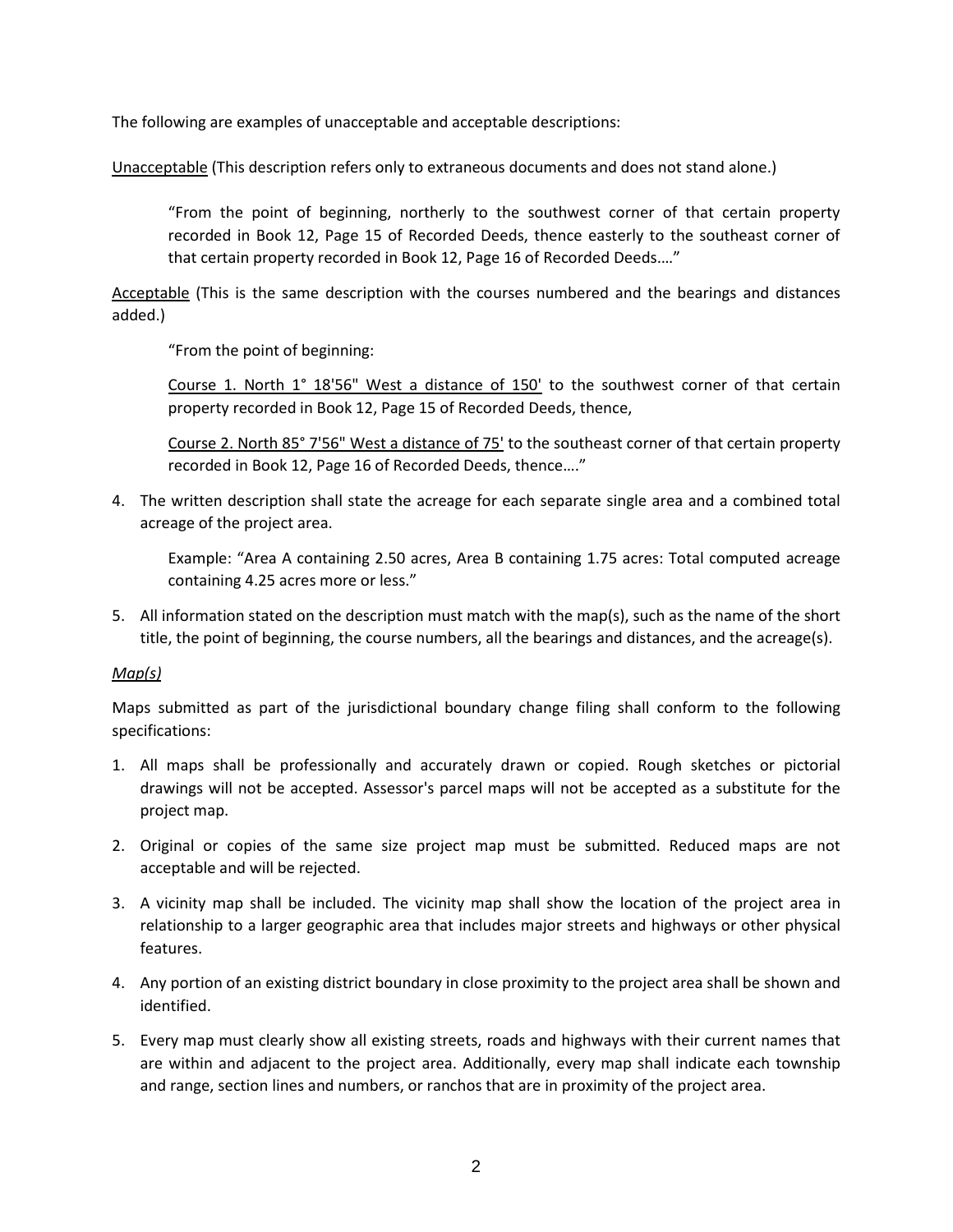The following are examples of unacceptable and acceptable descriptions:

<u>Unacceptable</u> (This description refers only to extraneous documents and does not stand alone.)

> "From the point of beginning, northerly to the southwest corner of that certain property recorded in Book 12, Page 15 of Recorded Deeds, thence easterly to the southeast corner of that certain property recorded in Book 12, Page 16 of Recorded Deeds...."

<u>Acceptable</u> (This is the same description with the courses numbered and the bearings and distances added.)

> "From the point of beginning:
>
> <u>Course 1. North 1° 18'56" West a distance of 150'</u> to the southwest corner of that certain property recorded in Book 12, Page 15 of Recorded Deeds, thence,
>
> <u>Course 2. North 85° 7'56" West a distance of 75'</u> to the southeast corner of that certain property recorded in Book 12, Page 16 of Recorded Deeds, thence...."

4. The written description shall state the acreage for each separate single area and a combined total acreage of the project area.

   Example: "Area A containing 2.50 acres, Area B containing 1.75 acres: Total computed acreage containing 4.25 acres more or less."

5. All information stated on the description must match with the map(s), such as the name of the short title, the point of beginning, the course numbers, all the bearings and distances, and the acreage(s).

*<u>Map(s)</u>*

Maps submitted as part of the jurisdictional boundary change filing shall conform to the following specifications:

1. All maps shall be professionally and accurately drawn or copied. Rough sketches or pictorial drawings will not be accepted. Assessor's parcel maps will not be accepted as a substitute for the project map.
2. Original or copies of the same size project map must be submitted. Reduced maps are not acceptable and will be rejected.
3. A vicinity map shall be included. The vicinity map shall show the location of the project area in relationship to a larger geographic area that includes major streets and highways or other physical features.
4. Any portion of an existing district boundary in close proximity to the project area shall be shown and identified.
5. Every map must clearly show all existing streets, roads and highways with their current names that are within and adjacent to the project area. Additionally, every map shall indicate each township and range, section lines and numbers, or ranchos that are in proximity of the project area.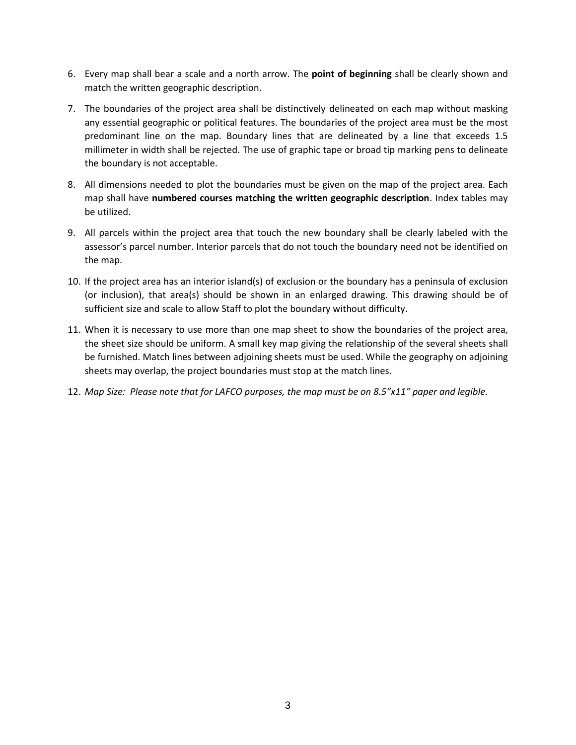6. Every map shall bear a scale and a north arrow. The **point of beginning** shall be clearly shown and match the written geographic description.
7. The boundaries of the project area shall be distinctively delineated on each map without masking any essential geographic or political features. The boundaries of the project area must be the most predominant line on the map. Boundary lines that are delineated by a line that exceeds 1.5 millimeter in width shall be rejected. The use of graphic tape or broad tip marking pens to delineate the boundary is not acceptable.
8. All dimensions needed to plot the boundaries must be given on the map of the project area. Each map shall have **numbered courses matching the written geographic description**. Index tables may be utilized.
9. All parcels within the project area that touch the new boundary shall be clearly labeled with the assessor's parcel number. Interior parcels that do not touch the boundary need not be identified on the map.
10. If the project area has an interior island(s) of exclusion or the boundary has a peninsula of exclusion (or inclusion), that area(s) should be shown in an enlarged drawing. This drawing should be of sufficient size and scale to allow Staff to plot the boundary without difficulty.
11. When it is necessary to use more than one map sheet to show the boundaries of the project area, the sheet size should be uniform. A small key map giving the relationship of the several sheets shall be furnished. Match lines between adjoining sheets must be used. While the geography on adjoining sheets may overlap, the project boundaries must stop at the match lines.
12. *Map Size: Please note that for LAFCO purposes, the map must be on 8.5"x11" paper and legible.*